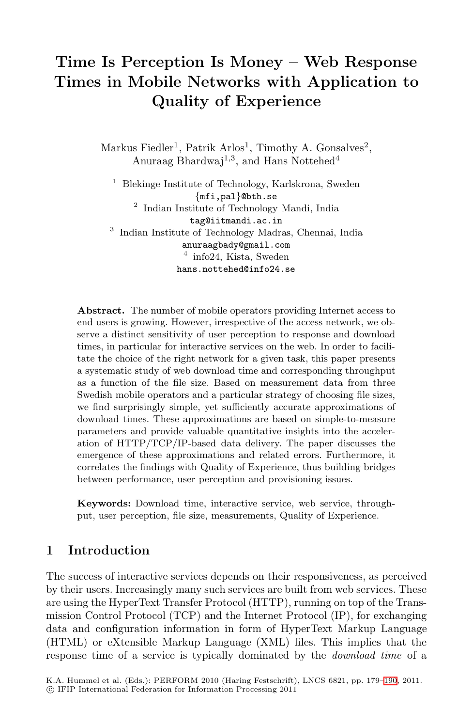# Time Is Perception Is Money – Web Response Times in Mobile Networks with Application to Quality of Experience

Markus Fiedler[1], Patrik Arlos[1], Timothy A. Gonsalves[2], Anuraag Bhardwaj[1,3], and Hans Nottehed[4]

[1] Blekinge Institute of Technology, Karlskrona, Sweden
{mfi,pal}@bth.se

[2] Indian Institute of Technology Mandi, India
tag@iitmandi.ac.in

[3] Indian Institute of Technology Madras, Chennai, India
anuraagbady@gmail.com

[4] info24, Kista, Sweden
hans.nottehed@info24.se

**Abstract.** The number of mobile operators providing Internet access to end users is growing. However, irrespective of the access network, we observe a distinct sensitivity of user perception to response and download times, in particular for interactive services on the web. In order to facilitate the choice of the right network for a given task, this paper presents a systematic study of web download time and corresponding throughput as a function of the file size. Based on measurement data from three Swedish mobile operators and a particular strategy of choosing file sizes, we find surprisingly simple, yet sufficiently accurate approximations of download times. These approximations are based on simple-to-measure parameters and provide valuable quantitative insights into the acceleration of HTTP/TCP/IP-based data delivery. The paper discusses the emergence of these approximations and related errors. Furthermore, it correlates the findings with Quality of Experience, thus building bridges between performance, user perception and provisioning issues.

**Keywords:** Download time, interactive service, web service, throughput, user perception, file size, measurements, Quality of Experience.

## 1 Introduction

The success of interactive services depends on their responsiveness, as perceived by their users. Increasingly many such services are built from web services. These are using the HyperText Transfer Protocol (HTTP), running on top of the Transmission Control Protocol (TCP) and the Internet Protocol (IP), for exchanging data and configuration information in form of HyperText Markup Language (HTML) or eXtensible Markup Language (XML) files. This implies that the response time of a service is typically dominated by the *download time* of a

K.A. Hummel et al. (Eds.): PERFORM 2010 (Haring Festschrift), LNCS 6821, pp. 179–190, 2011.
© IFIP International Federation for Information Processing 2011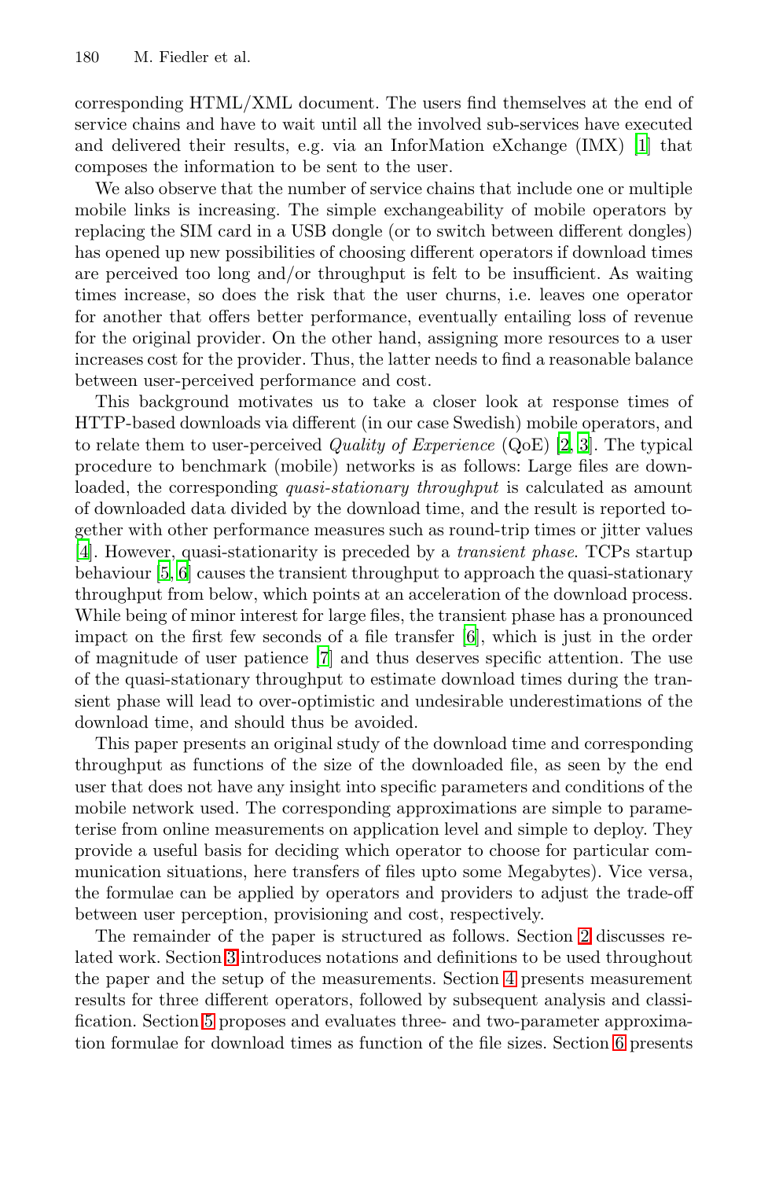corresponding HTML/XML document. The users find themselves at the end of service chains and have to wait until all the involved sub-services have executed and delivered their results, e.g. via an InforMation eXchange (IMX) [1] that composes the information to be sent to the user.

We also observe that the number of service chains that include one or multiple mobile links is increasing. The simple exchangeability of mobile operators by replacing the SIM card in a USB dongle (or to switch between different dongles) has opened up new possibilities of choosing different operators if download times are perceived too long and/or throughput is felt to be insufficient. As waiting times increase, so does the risk that the user churns, i.e. leaves one operator for another that offers better performance, eventually entailing loss of revenue for the original provider. On the other hand, assigning more resources to a user increases cost for the provider. Thus, the latter needs to find a reasonable balance between user-perceived performance and cost.

This background motivates us to take a closer look at response times of HTTP-based downloads via different (in our case Swedish) mobile operators, and to relate them to user-perceived *Quality of Experience* (QoE) [2, 3]. The typical procedure to benchmark (mobile) networks is as follows: Large files are downloaded, the corresponding *quasi-stationary throughput* is calculated as amount of downloaded data divided by the download time, and the result is reported together with other performance measures such as round-trip times or jitter values [4]. However, quasi-stationarity is preceded by a *transient phase*. TCPs startup behaviour [5, 6] causes the transient throughput to approach the quasi-stationary throughput from below, which points at an acceleration of the download process. While being of minor interest for large files, the transient phase has a pronounced impact on the first few seconds of a file transfer [6], which is just in the order of magnitude of user patience [7] and thus deserves specific attention. The use of the quasi-stationary throughput to estimate download times during the transient phase will lead to over-optimistic and undesirable underestimations of the download time, and should thus be avoided.

This paper presents an original study of the download time and corresponding throughput as functions of the size of the downloaded file, as seen by the end user that does not have any insight into specific parameters and conditions of the mobile network used. The corresponding approximations are simple to parameterise from online measurements on application level and simple to deploy. They provide a useful basis for deciding which operator to choose for particular communication situations, here transfers of files upto some Megabytes). Vice versa, the formulae can be applied by operators and providers to adjust the trade-off between user perception, provisioning and cost, respectively.

The remainder of the paper is structured as follows. Section 2 discusses related work. Section 3 introduces notations and definitions to be used throughout the paper and the setup of the measurements. Section 4 presents measurement results for three different operators, followed by subsequent analysis and classification. Section 5 proposes and evaluates three- and two-parameter approximation formulae for download times as function of the file sizes. Section 6 presents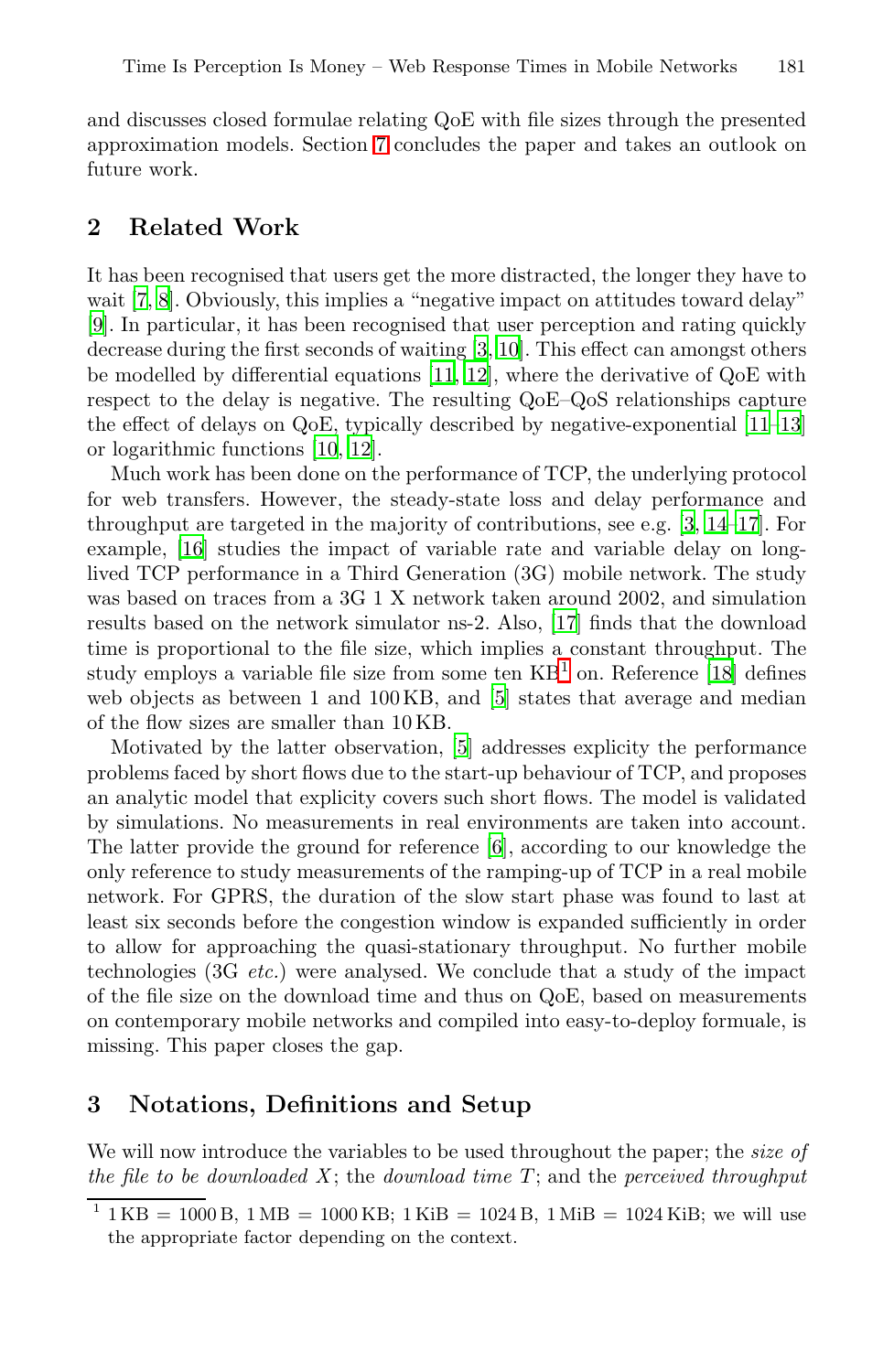and discusses closed formulae relating QoE with file sizes through the presented approximation models. Section 7 concludes the paper and takes an outlook on future work.

## 2 Related Work

It has been recognised that users get the more distracted, the longer they have to wait [7, 8]. Obviously, this implies a "negative impact on attitudes toward delay" [9]. In particular, it has been recognised that user perception and rating quickly decrease during the first seconds of waiting [3, 10]. This effect can amongst others be modelled by differential equations [11, 12], where the derivative of QoE with respect to the delay is negative. The resulting QoE–QoS relationships capture the effect of delays on QoE, typically described by negative-exponential [11–13] or logarithmic functions [10, 12].

Much work has been done on the performance of TCP, the underlying protocol for web transfers. However, the steady-state loss and delay performance and throughput are targeted in the majority of contributions, see e.g. [3, 14–17]. For example, [16] studies the impact of variable rate and variable delay on long-lived TCP performance in a Third Generation (3G) mobile network. The study was based on traces from a 3G 1 X network taken around 2002, and simulation results based on the network simulator ns-2. Also, [17] finds that the download time is proportional to the file size, which implies a constant throughput. The study employs a variable file size from some ten KB[1] on. Reference [18] defines web objects as between 1 and 100 KB, and [5] states that average and median of the flow sizes are smaller than 10 KB.

Motivated by the latter observation, [5] addresses explicity the performance problems faced by short flows due to the start-up behaviour of TCP, and proposes an analytic model that explicity covers such short flows. The model is validated by simulations. No measurements in real environments are taken into account. The latter provide the ground for reference [6], according to our knowledge the only reference to study measurements of the ramping-up of TCP in a real mobile network. For GPRS, the duration of the slow start phase was found to last at least six seconds before the congestion window is expanded sufficiently in order to allow for approaching the quasi-stationary throughput. No further mobile technologies (3G *etc.*) were analysed. We conclude that a study of the impact of the file size on the download time and thus on QoE, based on measurements on contemporary mobile networks and compiled into easy-to-deploy formuale, is missing. This paper closes the gap.

## 3 Notations, Definitions and Setup

We will now introduce the variables to be used throughout the paper; the *size of the file to be downloaded* $X$; the *download time* $T$; and the *perceived throughput*

[1] 1 KB = 1000 B, 1 MB = 1000 KB; 1 KiB = 1024 B, 1 MiB = 1024 KiB; we will use the appropriate factor depending on the context.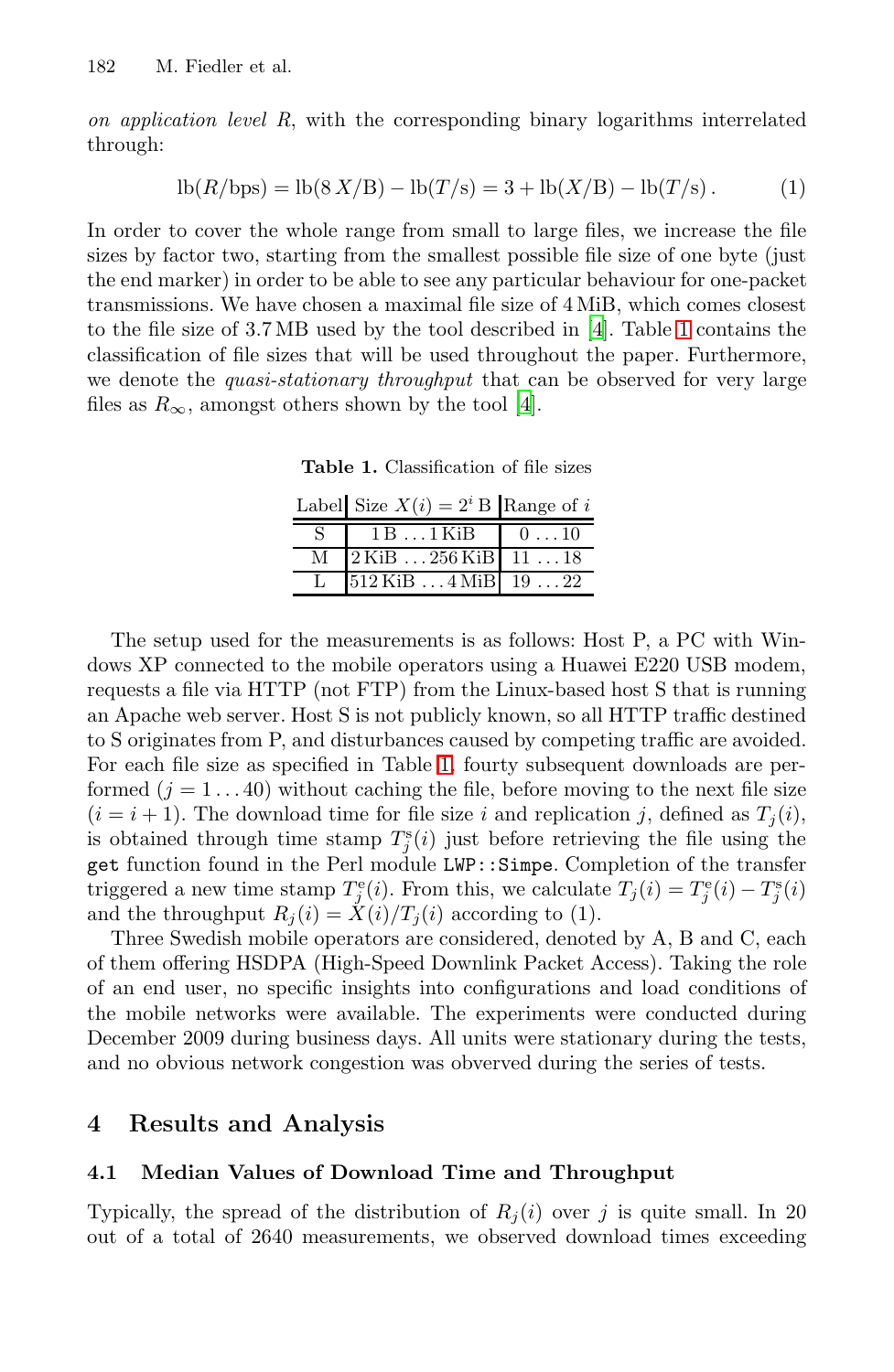*on application level* $R$, with the corresponding binary logarithms interrelated through:

$$\mathrm{lb}(R/\mathrm{bps}) = \mathrm{lb}(8\,X/\mathrm{B}) - \mathrm{lb}(T/\mathrm{s}) = 3 + \mathrm{lb}(X/\mathrm{B}) - \mathrm{lb}(T/\mathrm{s})\,. \tag{1}$$

In order to cover the whole range from small to large files, we increase the file sizes by factor two, starting from the smallest possible file size of one byte (just the end marker) in order to be able to see any particular behaviour for one-packet transmissions. We have chosen a maximal file size of 4 MiB, which comes closest to the file size of 3.7 MB used by the tool described in [4]. Table 1 contains the classification of file sizes that will be used throughout the paper. Furthermore, we denote the *quasi-stationary throughput* that can be observed for very large files as $R_\infty$, amongst others shown by the tool [4].

**Table 1.** Classification of file sizes

| Label | Size $X(i) = 2^i$ B | Range of $i$ |
|---|---|---|
| S | 1 B ... 1 KiB | 0 ... 10 |
| M | 2 KiB ... 256 KiB | 11 ... 18 |
| L | 512 KiB ... 4 MiB | 19 ... 22 |

The setup used for the measurements is as follows: Host P, a PC with Windows XP connected to the mobile operators using a Huawei E220 USB modem, requests a file via HTTP (not FTP) from the Linux-based host S that is running an Apache web server. Host S is not publicly known, so all HTTP traffic destined to S originates from P, and disturbances caused by competing traffic are avoided. For each file size as specified in Table 1, fourty subsequent downloads are performed ($j = 1 \ldots 40$) without caching the file, before moving to the next file size ($i = i + 1$). The download time for file size $i$ and replication $j$, defined as $T_j(i)$, is obtained through time stamp $T_j^{\mathrm{s}}(i)$ just before retrieving the file using the `get` function found in the Perl module `LWP::Simpe`. Completion of the transfer triggered a new time stamp $T_j^{\mathrm{e}}(i)$. From this, we calculate $T_j(i) = T_j^{\mathrm{e}}(i) - T_j^{\mathrm{s}}(i)$ and the throughput $R_j(i) = X(i)/T_j(i)$ according to (1).

Three Swedish mobile operators are considered, denoted by A, B and C, each of them offering HSDPA (High-Speed Downlink Packet Access). Taking the role of an end user, no specific insights into configurations and load conditions of the mobile networks were available. The experiments were conducted during December 2009 during business days. All units were stationary during the tests, and no obvious network congestion was observed during the series of tests.

## 4 Results and Analysis

### 4.1 Median Values of Download Time and Throughput

Typically, the spread of the distribution of $R_j(i)$ over $j$ is quite small. In 20 out of a total of 2640 measurements, we observed download times exceeding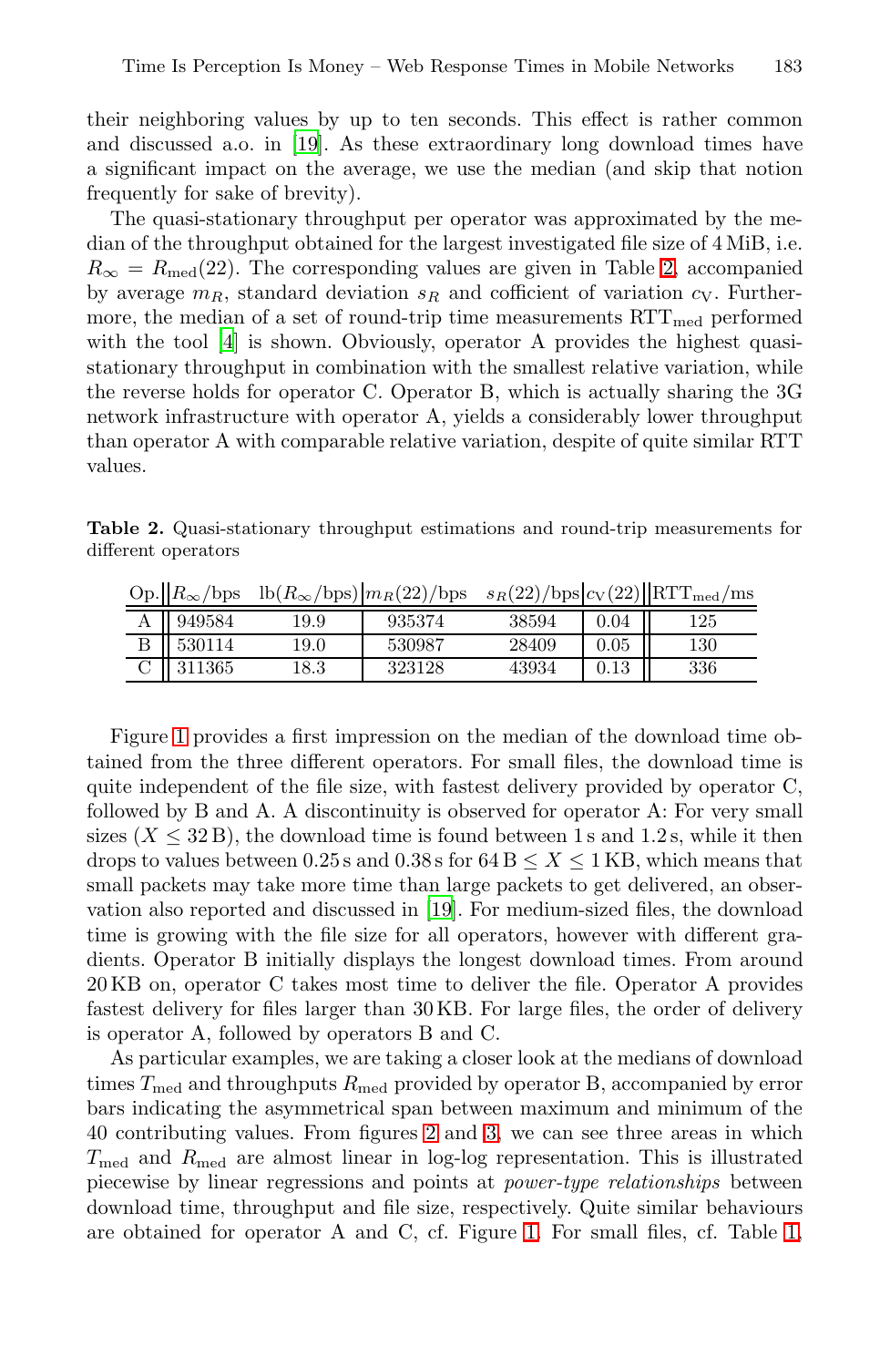their neighboring values by up to ten seconds. This effect is rather common and discussed a.o. in [19]. As these extraordinary long download times have a significant impact on the average, we use the median (and skip that notion frequently for sake of brevity).

The quasi-stationary throughput per operator was approximated by the median of the throughput obtained for the largest investigated file size of 4 MiB, i.e. $R_\infty = R_{\text{med}}(22)$. The corresponding values are given in Table 2, accompanied by average $m_R$, standard deviation $s_R$ and cofficient of variation $c_V$. Furthermore, the median of a set of round-trip time measurements $\text{RTT}_{\text{med}}$ performed with the tool [4] is shown. Obviously, operator A provides the highest quasi-stationary throughput in combination with the smallest relative variation, while the reverse holds for operator C. Operator B, which is actually sharing the 3G network infrastructure with operator A, yields a considerably lower throughput than operator A with comparable relative variation, despite of quite similar RTT values.

**Table 2.** Quasi-stationary throughput estimations and round-trip measurements for different operators

| Op. | $R_\infty$/bps | $\text{lb}(R_\infty/\text{bps})$ | $m_R(22)$/bps | $s_R(22)$/bps | $c_V(22)$ | $\text{RTT}_{\text{med}}$/ms |
|---|---|---|---|---|---|---|
| A | 949584 | 19.9 | 935374 | 38594 | 0.04 | 125 |
| B | 530114 | 19.0 | 530987 | 28409 | 0.05 | 130 |
| C | 311365 | 18.3 | 323128 | 43934 | 0.13 | 336 |

Figure 1 provides a first impression on the median of the download time obtained from the three different operators. For small files, the download time is quite independent of the file size, with fastest delivery provided by operator C, followed by B and A. A discontinuity is observed for operator A: For very small sizes ($X \leq 32$ B), the download time is found between 1 s and 1.2 s, while it then drops to values between 0.25 s and 0.38 s for $64\,\text{B} \leq X \leq 1\,\text{KB}$, which means that small packets may take more time than large packets to get delivered, an observation also reported and discussed in [19]. For medium-sized files, the download time is growing with the file size for all operators, however with different gradients. Operator B initially displays the longest download times. From around 20 KB on, operator C takes most time to deliver the file. Operator A provides fastest delivery for files larger than 30 KB. For large files, the order of delivery is operator A, followed by operators B and C.

As particular examples, we are taking a closer look at the medians of download times $T_{\text{med}}$ and throughputs $R_{\text{med}}$ provided by operator B, accompanied by error bars indicating the asymmetrical span between maximum and minimum of the 40 contributing values. From figures 2 and 3, we can see three areas in which $T_{\text{med}}$ and $R_{\text{med}}$ are almost linear in log-log representation. This is illustrated piecewise by linear regressions and points at *power-type relationships* between download time, throughput and file size, respectively. Quite similar behaviours are obtained for operator A and C, cf. Figure 1. For small files, cf. Table 1,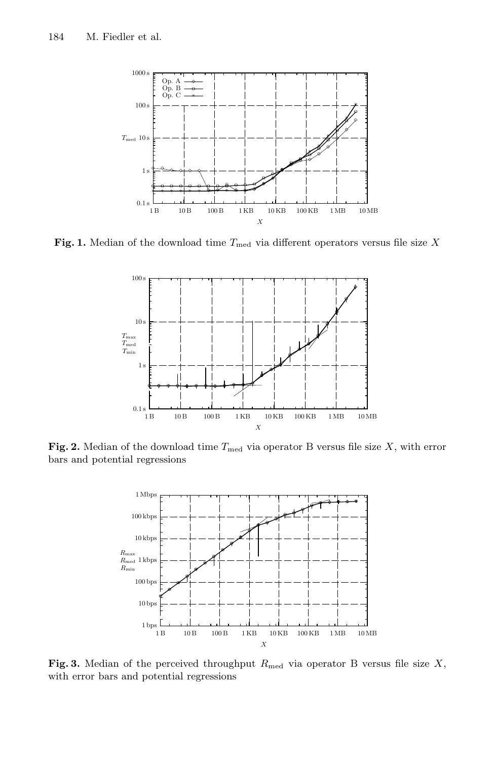**Fig. 1.** Median of the download time $T_{\text{med}}$ via different operators versus file size $X$

**Fig. 2.** Median of the download time $T_{\text{med}}$ via operator B versus file size $X$, with error bars and potential regressions

**Fig. 3.** Median of the perceived throughput $R_{\text{med}}$ via operator B versus file size $X$, with error bars and potential regressions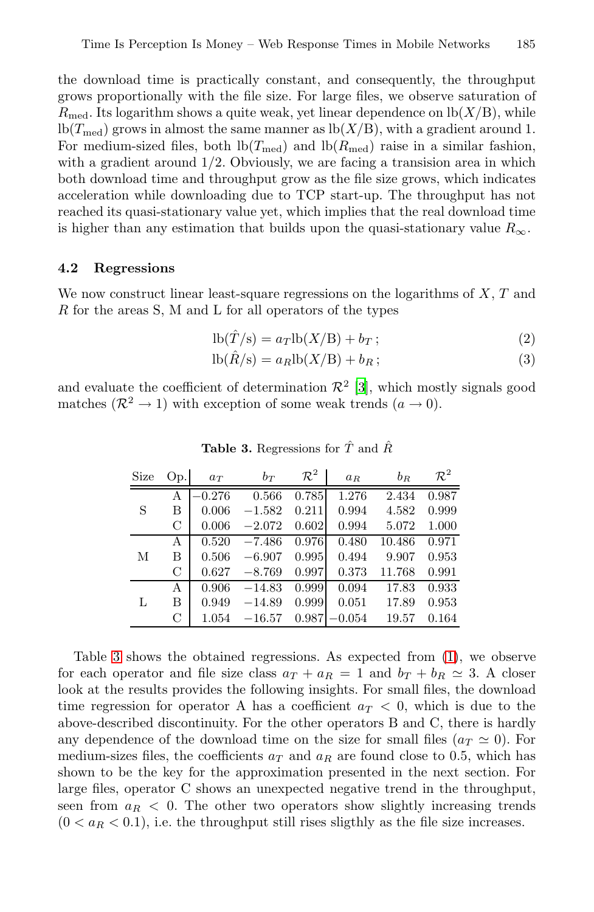the download time is practically constant, and consequently, the throughput grows proportionally with the file size. For large files, we observe saturation of $R_{\text{med}}$. Its logarithm shows a quite weak, yet linear dependence on $\text{lb}(X/\text{B})$, while $\text{lb}(T_{\text{med}})$ grows in almost the same manner as $\text{lb}(X/\text{B})$, with a gradient around 1. For medium-sized files, both $\text{lb}(T_{\text{med}})$ and $\text{lb}(R_{\text{med}})$ raise in a similar fashion, with a gradient around 1/2. Obviously, we are facing a transision area in which both download time and throughput grow as the file size grows, which indicates acceleration while downloading due to TCP start-up. The throughput has not reached its quasi-stationary value yet, which implies that the real download time is higher than any estimation that builds upon the quasi-stationary value $R_\infty$.

### 4.2 Regressions

We now construct linear least-square regressions on the logarithms of $X$, $T$ and $R$ for the areas S, M and L for all operators of the types

$$\text{lb}(\hat{T}/\text{s}) = a_T \text{lb}(X/\text{B}) + b_T\,; \tag{2}$$

$$\text{lb}(\hat{R}/\text{s}) = a_R \text{lb}(X/\text{B}) + b_R\,; \tag{3}$$

and evaluate the coefficient of determination $\mathcal{R}^2$ [3], which mostly signals good matches ($\mathcal{R}^2 \to 1$) with exception of some weak trends ($a \to 0$).

**Table 3.** Regressions for $\hat{T}$ and $\hat{R}$

| Size | Op. | $a_T$ | $b_T$ | $\mathcal{R}^2$ | $a_R$ | $b_R$ | $\mathcal{R}^2$ |
|---|---|---|---|---|---|---|---|
| S | A | −0.276 | 0.566 | 0.785 | 1.276 | 2.434 | 0.987 |
| | B | 0.006 | −1.582 | 0.211 | 0.994 | 4.582 | 0.999 |
| | C | 0.006 | −2.072 | 0.602 | 0.994 | 5.072 | 1.000 |
| M | A | 0.520 | −7.486 | 0.976 | 0.480 | 10.486 | 0.971 |
| | B | 0.506 | −6.907 | 0.995 | 0.494 | 9.907 | 0.953 |
| | C | 0.627 | −8.769 | 0.997 | 0.373 | 11.768 | 0.991 |
| L | A | 0.906 | −14.83 | 0.999 | 0.094 | 17.83 | 0.933 |
| | B | 0.949 | −14.89 | 0.999 | 0.051 | 17.89 | 0.953 |
| | C | 1.054 | −16.57 | 0.987 | −0.054 | 19.57 | 0.164 |

Table 3 shows the obtained regressions. As expected from (1), we observe for each operator and file size class $a_T + a_R = 1$ and $b_T + b_R \simeq 3$. A closer look at the results provides the following insights. For small files, the download time regression for operator A has a coefficient $a_T < 0$, which is due to the above-described discontinuity. For the other operators B and C, there is hardly any dependence of the download time on the size for small files ($a_T \simeq 0$). For medium-sizes files, the coefficients $a_T$ and $a_R$ are found close to 0.5, which has shown to be the key for the approximation presented in the next section. For large files, operator C shows an unexpected negative trend in the throughput, seen from $a_R < 0$. The other two operators show slightly increasing trends ($0 < a_R < 0.1$), i.e. the throughput still rises sligthly as the file size increases.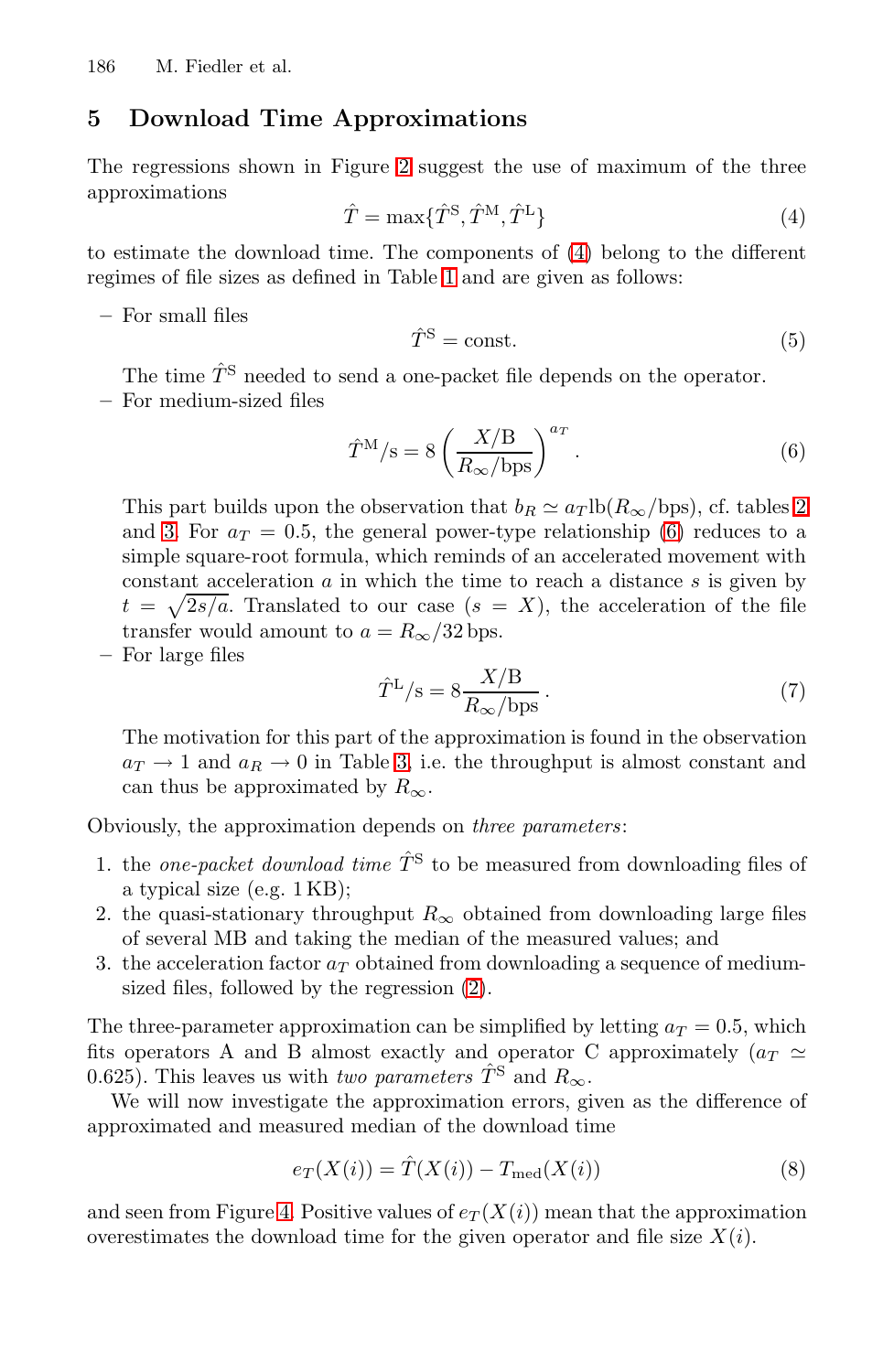## 5 Download Time Approximations

The regressions shown in Figure 2 suggest the use of maximum of the three approximations

$$\hat{T} = \max\{\hat{T}^{\mathrm{S}}, \hat{T}^{\mathrm{M}}, \hat{T}^{\mathrm{L}}\} \tag{4}$$

to estimate the download time. The components of (4) belong to the different regimes of file sizes as defined in Table 1 and are given as follows:

- For small files

  $$\hat{T}^{\mathrm{S}} = \text{const.} \tag{5}$$

  The time $\hat{T}^{\mathrm{S}}$ needed to send a one-packet file depends on the operator.
- For medium-sized files

  $$\hat{T}^{\mathrm{M}}/\mathrm{s} = 8\left(\frac{X/\mathrm{B}}{R_\infty/\mathrm{bps}}\right)^{a_T}. \tag{6}$$

  This part builds upon the observation that $b_R \simeq a_T \mathrm{lb}(R_\infty/\mathrm{bps})$, cf. tables 2 and 3. For $a_T = 0.5$, the general power-type relationship (6) reduces to a simple square-root formula, which reminds of an accelerated movement with constant acceleration $a$ in which the time to reach a distance $s$ is given by $t = \sqrt{2s/a}$. Translated to our case ($s = X$), the acceleration of the file transfer would amount to $a = R_\infty/32\,\mathrm{bps}$.
- For large files

  $$\hat{T}^{\mathrm{L}}/\mathrm{s} = 8\frac{X/\mathrm{B}}{R_\infty/\mathrm{bps}}. \tag{7}$$

  The motivation for this part of the approximation is found in the observation $a_T \to 1$ and $a_R \to 0$ in Table 3, i.e. the throughput is almost constant and can thus be approximated by $R_\infty$.

Obviously, the approximation depends on *three parameters*:

1. the *one-packet download time* $\hat{T}^{\mathrm{S}}$ to be measured from downloading files of a typical size (e.g. 1 KB);
2. the quasi-stationary throughput $R_\infty$ obtained from downloading large files of several MB and taking the median of the measured values; and
3. the acceleration factor $a_T$ obtained from downloading a sequence of medium-sized files, followed by the regression (2).

The three-parameter approximation can be simplified by letting $a_T = 0.5$, which fits operators A and B almost exactly and operator C approximately ($a_T \simeq 0.625$). This leaves us with *two parameters* $\hat{T}^{\mathrm{S}}$ and $R_\infty$.

We will now investigate the approximation errors, given as the difference of approximated and measured median of the download time

$$e_T(X(i)) = \hat{T}(X(i)) - T_{\mathrm{med}}(X(i)) \tag{8}$$

and seen from Figure 4. Positive values of $e_T(X(i))$ mean that the approximation overestimates the download time for the given operator and file size $X(i)$.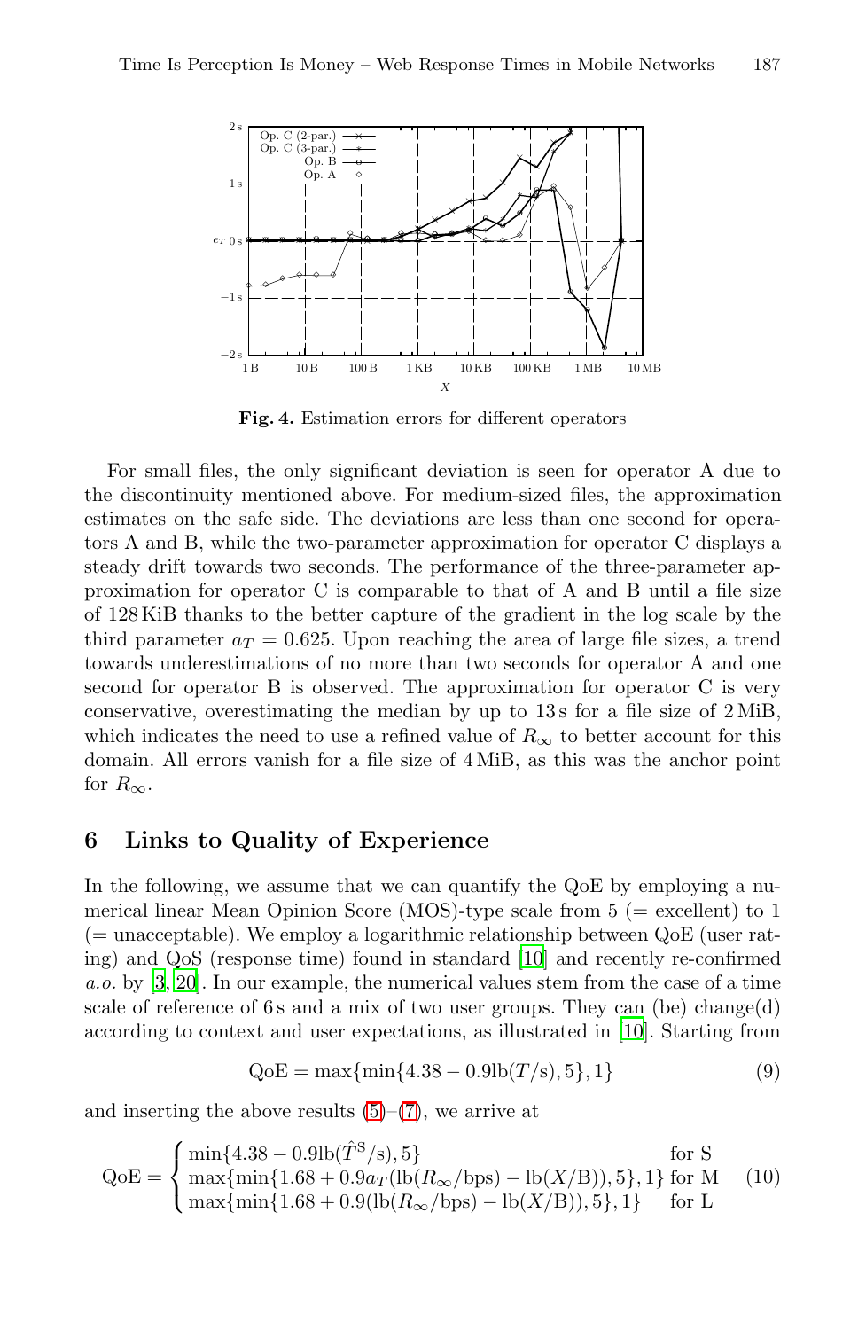**Fig. 4.** Estimation errors for different operators

For small files, the only significant deviation is seen for operator A due to the discontinuity mentioned above. For medium-sized files, the approximation estimates on the safe side. The deviations are less than one second for operators A and B, while the two-parameter approximation for operator C displays a steady drift towards two seconds. The performance of the three-parameter approximation for operator C is comparable to that of A and B until a file size of 128 KiB thanks to the better capture of the gradient in the log scale by the third parameter $a_T = 0.625$. Upon reaching the area of large file sizes, a trend towards underestimations of no more than two seconds for operator A and one second for operator B is observed. The approximation for operator C is very conservative, overestimating the median by up to 13 s for a file size of 2 MiB, which indicates the need to use a refined value of $R_\infty$ to better account for this domain. All errors vanish for a file size of 4 MiB, as this was the anchor point for $R_\infty$.

## 6 Links to Quality of Experience

In the following, we assume that we can quantify the QoE by employing a numerical linear Mean Opinion Score (MOS)-type scale from 5 (= excellent) to 1 (= unacceptable). We employ a logarithmic relationship between QoE (user rating) and QoS (response time) found in standard [10] and recently re-confirmed *a.o.* by [3, 20]. In our example, the numerical values stem from the case of a time scale of reference of 6 s and a mix of two user groups. They can (be) change(d) according to context and user expectations, as illustrated in [10]. Starting from

$$\text{QoE} = \max\{\min\{4.38 - 0.9\,\text{lb}(T/\text{s}), 5\}, 1\} \tag{9}$$

and inserting the above results (5)–(7), we arrive at

$$\text{QoE} = \begin{cases} \min\{4.38 - 0.9\,\text{lb}(\hat{T}^{\text{S}}/\text{s}), 5\} & \text{for S} \\ \max\{\min\{1.68 + 0.9a_T(\text{lb}(R_\infty/\text{bps}) - \text{lb}(X/\text{B})), 5\}, 1\} & \text{for M} \\ \max\{\min\{1.68 + 0.9(\text{lb}(R_\infty/\text{bps}) - \text{lb}(X/\text{B})), 5\}, 1\} & \text{for L} \end{cases} \tag{10}$$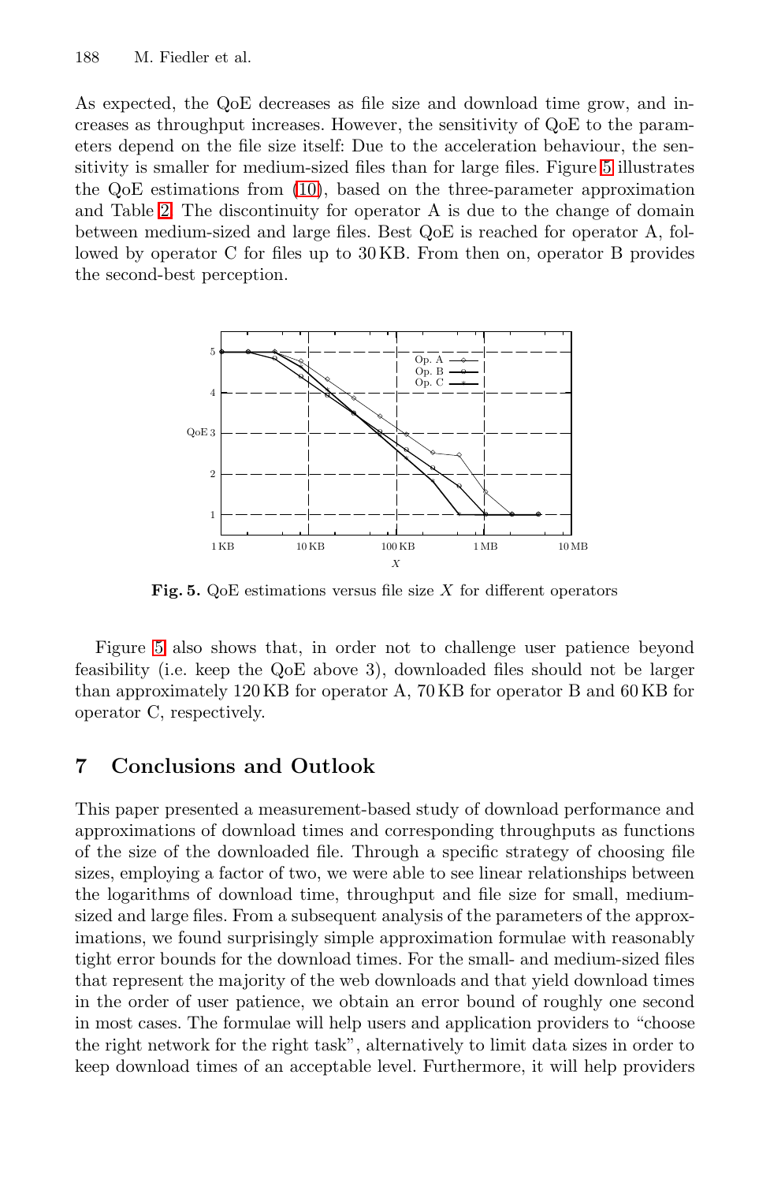As expected, the QoE decreases as file size and download time grow, and increases as throughput increases. However, the sensitivity of QoE to the parameters depend on the file size itself: Due to the acceleration behaviour, the sensitivity is smaller for medium-sized files than for large files. Figure 5 illustrates the QoE estimations from (10), based on the three-parameter approximation and Table 2. The discontinuity for operator A is due to the change of domain between medium-sized and large files. Best QoE is reached for operator A, followed by operator C for files up to 30 KB. From then on, operator B provides the second-best perception.

**Fig. 5.** QoE estimations versus file size $X$ for different operators

Figure 5 also shows that, in order not to challenge user patience beyond feasibility (i.e. keep the QoE above 3), downloaded files should not be larger than approximately 120 KB for operator A, 70 KB for operator B and 60 KB for operator C, respectively.

## 7 Conclusions and Outlook

This paper presented a measurement-based study of download performance and approximations of download times and corresponding throughputs as functions of the size of the downloaded file. Through a specific strategy of choosing file sizes, employing a factor of two, we were able to see linear relationships between the logarithms of download time, throughput and file size for small, medium-sized and large files. From a subsequent analysis of the parameters of the approximations, we found surprisingly simple approximation formulae with reasonably tight error bounds for the download times. For the small- and medium-sized files that represent the majority of the web downloads and that yield download times in the order of user patience, we obtain an error bound of roughly one second in most cases. The formulae will help users and application providers to "choose the right network for the right task", alternatively to limit data sizes in order to keep download times of an acceptable level. Furthermore, it will help providers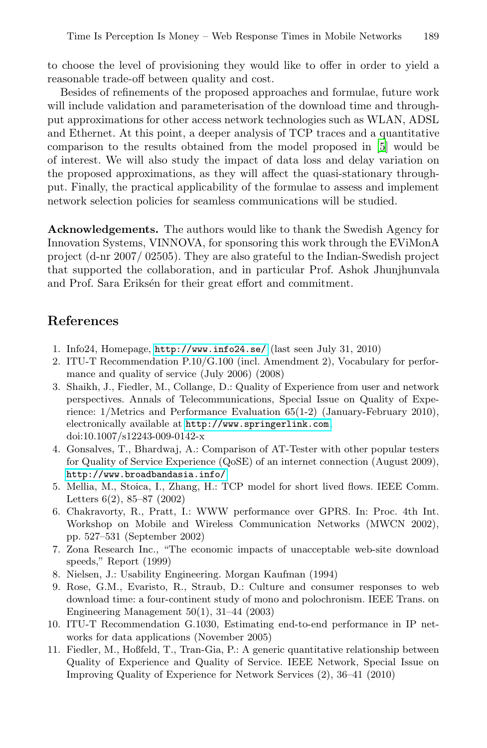to choose the level of provisioning they would like to offer in order to yield a reasonable trade-off between quality and cost.

Besides of refinements of the proposed approaches and formulae, future work will include validation and parameterisation of the download time and throughput approximations for other access network technologies such as WLAN, ADSL and Ethernet. At this point, a deeper analysis of TCP traces and a quantitative comparison to the results obtained from the model proposed in [5] would be of interest. We will also study the impact of data loss and delay variation on the proposed approximations, as they will affect the quasi-stationary throughput. Finally, the practical applicability of the formulae to assess and implement network selection policies for seamless communications will be studied.

**Acknowledgements.** The authors would like to thank the Swedish Agency for Innovation Systems, VINNOVA, for sponsoring this work through the EViMonA project (d-nr 2007/ 02505). They are also grateful to the Indian-Swedish project that supported the collaboration, and in particular Prof. Ashok Jhunjhunvala and Prof. Sara Eriksén for their great effort and commitment.

## References

1. Info24, Homepage, http://www.info24.se/ (last seen July 31, 2010)
2. ITU-T Recommendation P.10/G.100 (incl. Amendment 2), Vocabulary for performance and quality of service (July 2006) (2008)
3. Shaikh, J., Fiedler, M., Collange, D.: Quality of Experience from user and network perspectives. Annals of Telecommunications, Special Issue on Quality of Experience: 1/Metrics and Performance Evaluation 65(1-2) (January-February 2010), electronically available at http://www.springerlink.com doi:10.1007/s12243-009-0142-x
4. Gonsalves, T., Bhardwaj, A.: Comparison of AT-Tester with other popular testers for Quality of Service Experience (QoSE) of an internet connection (August 2009), http://www.broadbandasia.info/
5. Mellia, M., Stoica, I., Zhang, H.: TCP model for short lived flows. IEEE Comm. Letters 6(2), 85–87 (2002)
6. Chakravorty, R., Pratt, I.: WWW performance over GPRS. In: Proc. 4th Int. Workshop on Mobile and Wireless Communication Networks (MWCN 2002), pp. 527–531 (September 2002)
7. Zona Research Inc., "The economic impacts of unacceptable web-site download speeds," Report (1999)
8. Nielsen, J.: Usability Engineering. Morgan Kaufman (1994)
9. Rose, G.M., Evaristo, R., Straub, D.: Culture and consumer responses to web download time: a four-continent study of mono and polochronism. IEEE Trans. on Engineering Management 50(1), 31–44 (2003)
10. ITU-T Recommendation G.1030, Estimating end-to-end performance in IP networks for data applications (November 2005)
11. Fiedler, M., Hoßfeld, T., Tran-Gia, P.: A generic quantitative relationship between Quality of Experience and Quality of Service. IEEE Network, Special Issue on Improving Quality of Experience for Network Services (2), 36–41 (2010)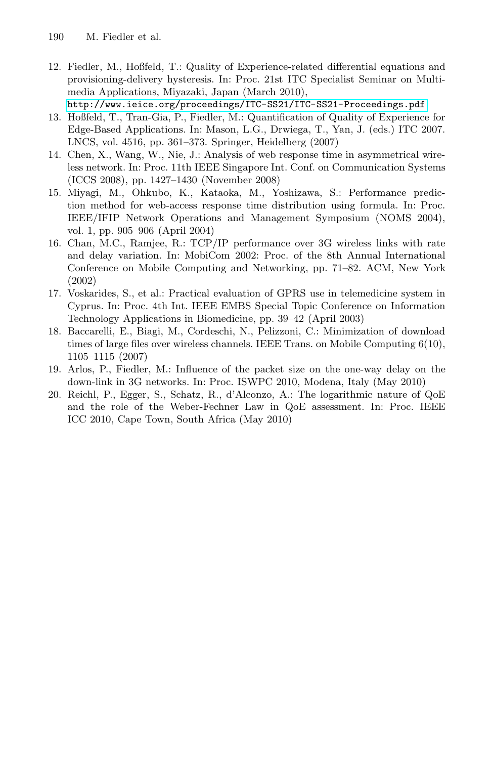12. Fiedler, M., Hoßfeld, T.: Quality of Experience-related differential equations and provisioning-delivery hysteresis. In: Proc. 21st ITC Specialist Seminar on Multimedia Applications, Miyazaki, Japan (March 2010), http://www.ieice.org/proceedings/ITC-SS21/ITC-SS21-Proceedings.pdf
13. Hoßfeld, T., Tran-Gia, P., Fiedler, M.: Quantification of Quality of Experience for Edge-Based Applications. In: Mason, L.G., Drwiega, T., Yan, J. (eds.) ITC 2007. LNCS, vol. 4516, pp. 361–373. Springer, Heidelberg (2007)
14. Chen, X., Wang, W., Nie, J.: Analysis of web response time in asymmetrical wireless network. In: Proc. 11th IEEE Singapore Int. Conf. on Communication Systems (ICCS 2008), pp. 1427–1430 (November 2008)
15. Miyagi, M., Ohkubo, K., Kataoka, M., Yoshizawa, S.: Performance prediction method for web-access response time distribution using formula. In: Proc. IEEE/IFIP Network Operations and Management Symposium (NOMS 2004), vol. 1, pp. 905–906 (April 2004)
16. Chan, M.C., Ramjee, R.: TCP/IP performance over 3G wireless links with rate and delay variation. In: MobiCom 2002: Proc. of the 8th Annual International Conference on Mobile Computing and Networking, pp. 71–82. ACM, New York (2002)
17. Voskarides, S., et al.: Practical evaluation of GPRS use in telemedicine system in Cyprus. In: Proc. 4th Int. IEEE EMBS Special Topic Conference on Information Technology Applications in Biomedicine, pp. 39–42 (April 2003)
18. Baccarelli, E., Biagi, M., Cordeschi, N., Pelizzoni, C.: Minimization of download times of large files over wireless channels. IEEE Trans. on Mobile Computing 6(10), 1105–1115 (2007)
19. Arlos, P., Fiedler, M.: Influence of the packet size on the one-way delay on the down-link in 3G networks. In: Proc. ISWPC 2010, Modena, Italy (May 2010)
20. Reichl, P., Egger, S., Schatz, R., d'Alconzo, A.: The logarithmic nature of QoE and the role of the Weber-Fechner Law in QoE assessment. In: Proc. IEEE ICC 2010, Cape Town, South Africa (May 2010)